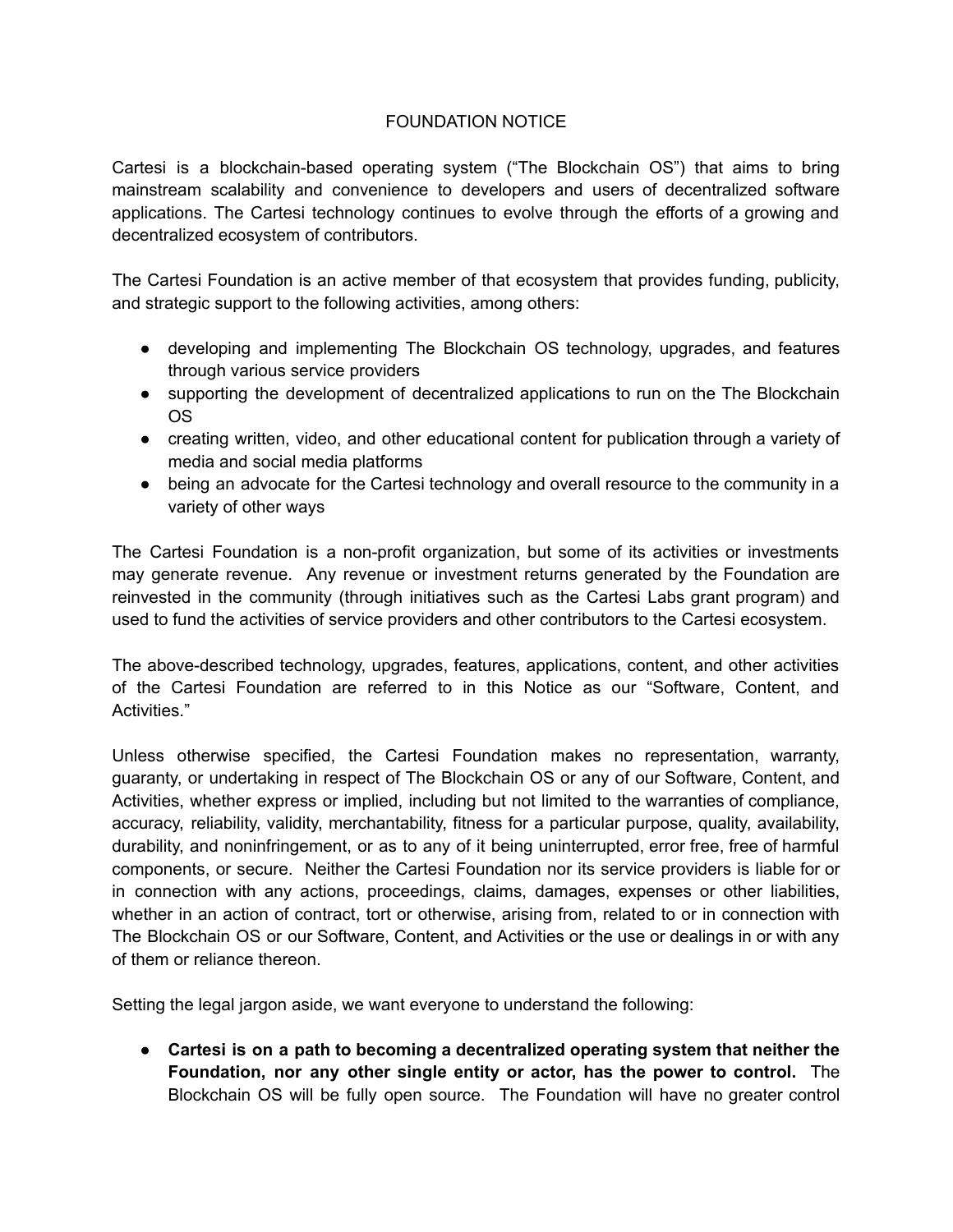# FOUNDATION NOTICE

Cartesi is a blockchain-based operating system ("The Blockchain OS") that aims to bring mainstream scalability and convenience to developers and users of decentralized software applications. The Cartesi technology continues to evolve through the efforts of a growing and decentralized ecosystem of contributors.

The Cartesi Foundation is an active member of that ecosystem that provides funding, publicity, and strategic support to the following activities, among others:

- developing and implementing The Blockchain OS technology, upgrades, and features through various service providers
- supporting the development of decentralized applications to run on the The Blockchain OS
- creating written, video, and other educational content for publication through a variety of media and social media platforms
- being an advocate for the Cartesi technology and overall resource to the community in a variety of other ways

The Cartesi Foundation is a non-profit organization, but some of its activities or investments may generate revenue. Any revenue or investment returns generated by the Foundation are reinvested in the community (through initiatives such as the Cartesi Labs grant program) and used to fund the activities of service providers and other contributors to the Cartesi ecosystem.

The above-described technology, upgrades, features, applications, content, and other activities of the Cartesi Foundation are referred to in this Notice as our "Software, Content, and Activities."

Unless otherwise specified, the Cartesi Foundation makes no representation, warranty, guaranty, or undertaking in respect of The Blockchain OS or any of our Software, Content, and Activities, whether express or implied, including but not limited to the warranties of compliance, accuracy, reliability, validity, merchantability, fitness for a particular purpose, quality, availability, durability, and noninfringement, or as to any of it being uninterrupted, error free, free of harmful components, or secure. Neither the Cartesi Foundation nor its service providers is liable for or in connection with any actions, proceedings, claims, damages, expenses or other liabilities, whether in an action of contract, tort or otherwise, arising from, related to or in connection with The Blockchain OS or our Software, Content, and Activities or the use or dealings in or with any of them or reliance thereon.

Setting the legal jargon aside, we want everyone to understand the following:

- **Cartesi is on a path to becoming a decentralized operating system that neither the Foundation, nor any other single entity or actor, has the power to control.** The Blockchain OS will be fully open source. The Foundation will have no greater control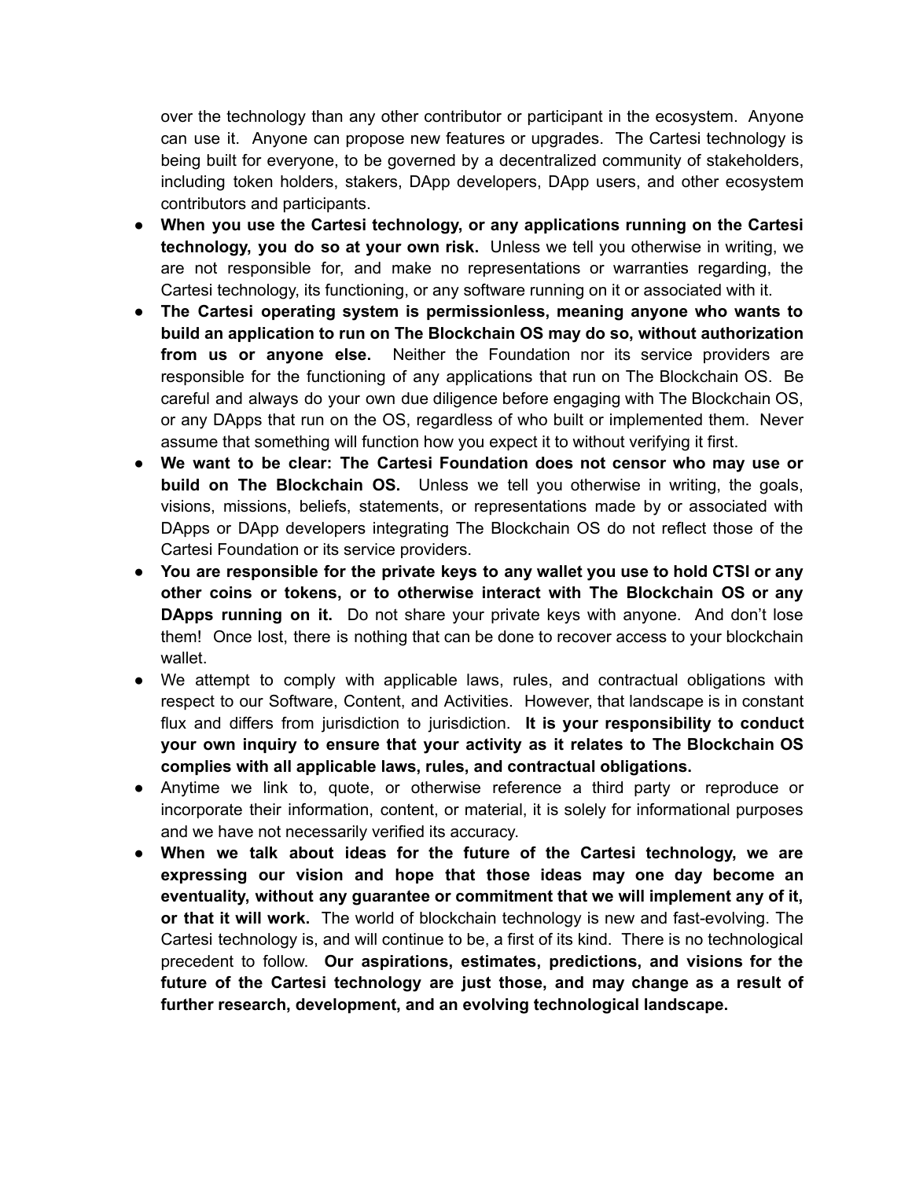over the technology than any other contributor or participant in the ecosystem. Anyone can use it. Anyone can propose new features or upgrades. The Cartesi technology is being built for everyone, to be governed by a decentralized community of stakeholders, including token holders, stakers, DApp developers, DApp users, and other ecosystem contributors and participants.

- **When you use the Cartesi technology, or any applications running on the Cartesi technology, you do so at your own risk.** Unless we tell you otherwise in writing, we are not responsible for, and make no representations or warranties regarding, the Cartesi technology, its functioning, or any software running on it or associated with it.
- **The Cartesi operating system is permissionless, meaning anyone who wants to build an application to run on The Blockchain OS may do so, without authorization from us or anyone else.** Neither the Foundation nor its service providers are responsible for the functioning of any applications that run on The Blockchain OS. Be careful and always do your own due diligence before engaging with The Blockchain OS, or any DApps that run on the OS, regardless of who built or implemented them. Never assume that something will function how you expect it to without verifying it first.
- **We want to be clear: The Cartesi Foundation does not censor who may use or build on The Blockchain OS.** Unless we tell you otherwise in writing, the goals, visions, missions, beliefs, statements, or representations made by or associated with DApps or DApp developers integrating The Blockchain OS do not reflect those of the Cartesi Foundation or its service providers.
- **You are responsible for the private keys to any wallet you use to hold CTSI or any other coins or tokens, or to otherwise interact with The Blockchain OS or any DApps running on it.** Do not share your private keys with anyone. And don't lose them! Once lost, there is nothing that can be done to recover access to your blockchain wallet.
- We attempt to comply with applicable laws, rules, and contractual obligations with respect to our Software, Content, and Activities. However, that landscape is in constant flux and differs from jurisdiction to jurisdiction. **It is your responsibility to conduct your own inquiry to ensure that your activity as it relates to The Blockchain OS complies with all applicable laws, rules, and contractual obligations.**
- Anytime we link to, quote, or otherwise reference a third party or reproduce or incorporate their information, content, or material, it is solely for informational purposes and we have not necessarily verified its accuracy.
- **When we talk about ideas for the future of the Cartesi technology, we are expressing our vision and hope that those ideas may one day become an eventuality, without any guarantee or commitment that we will implement any of it, or that it will work.** The world of blockchain technology is new and fast-evolving. The Cartesi technology is, and will continue to be, a first of its kind. There is no technological precedent to follow. **Our aspirations, estimates, predictions, and visions for the future of the Cartesi technology are just those, and may change as a result of further research, development, and an evolving technological landscape.**